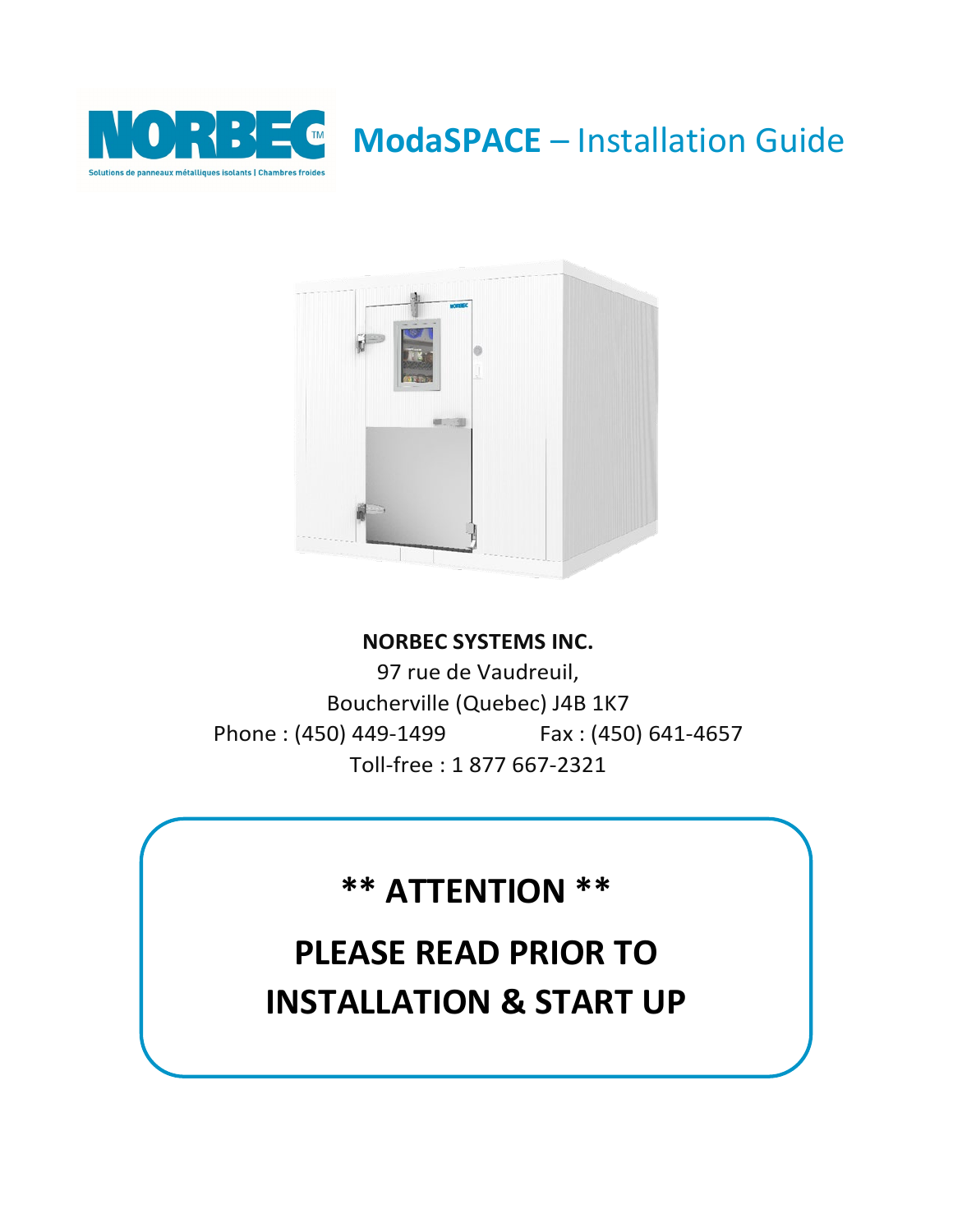# NORBEC™ ModaSPACE – Installation Guide

Solutions de panneaux métalliques isolants | Chambres froides

**NORBEC SYSTEMS INC.**

97 rue de Vaudreuil,

Boucherville (Quebec) J4B 1K7

Phone : (450) 449-1499 Fax : (450) 641-4657

Toll-free : 1 877 667-2321

## ** ATTENTION **

## PLEASE READ PRIOR TO INSTALLATION & START UP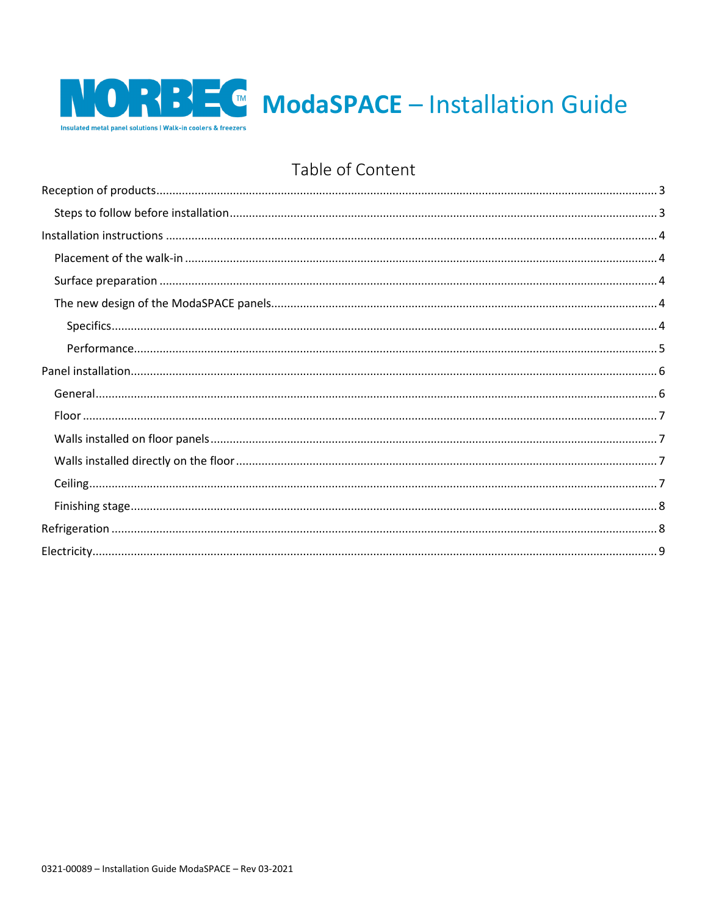# NORBEC™ ModaSPACE – Installation Guide

Insulated metal panel solutions | Walk-in coolers & freezers

## Table of Content

Reception of products ........................................................ 3

- Steps to follow before installation ........................................................ 3

Installation instructions ........................................................ 4

- Placement of the walk-in ........................................................ 4
- Surface preparation ........................................................ 4
- The new design of the ModaSPACE panels ........................................................ 4
  - Specifics ........................................................ 4
  - Performance ........................................................ 5

Panel installation ........................................................ 6

- General ........................................................ 6
- Floor ........................................................ 7
- Walls installed on floor panels ........................................................ 7
- Walls installed directly on the floor ........................................................ 7
- Ceiling ........................................................ 7
- Finishing stage ........................................................ 8

Refrigeration ........................................................ 8

Electricity ........................................................ 9

0321-00089 – Installation Guide ModaSPACE – Rev 03-2021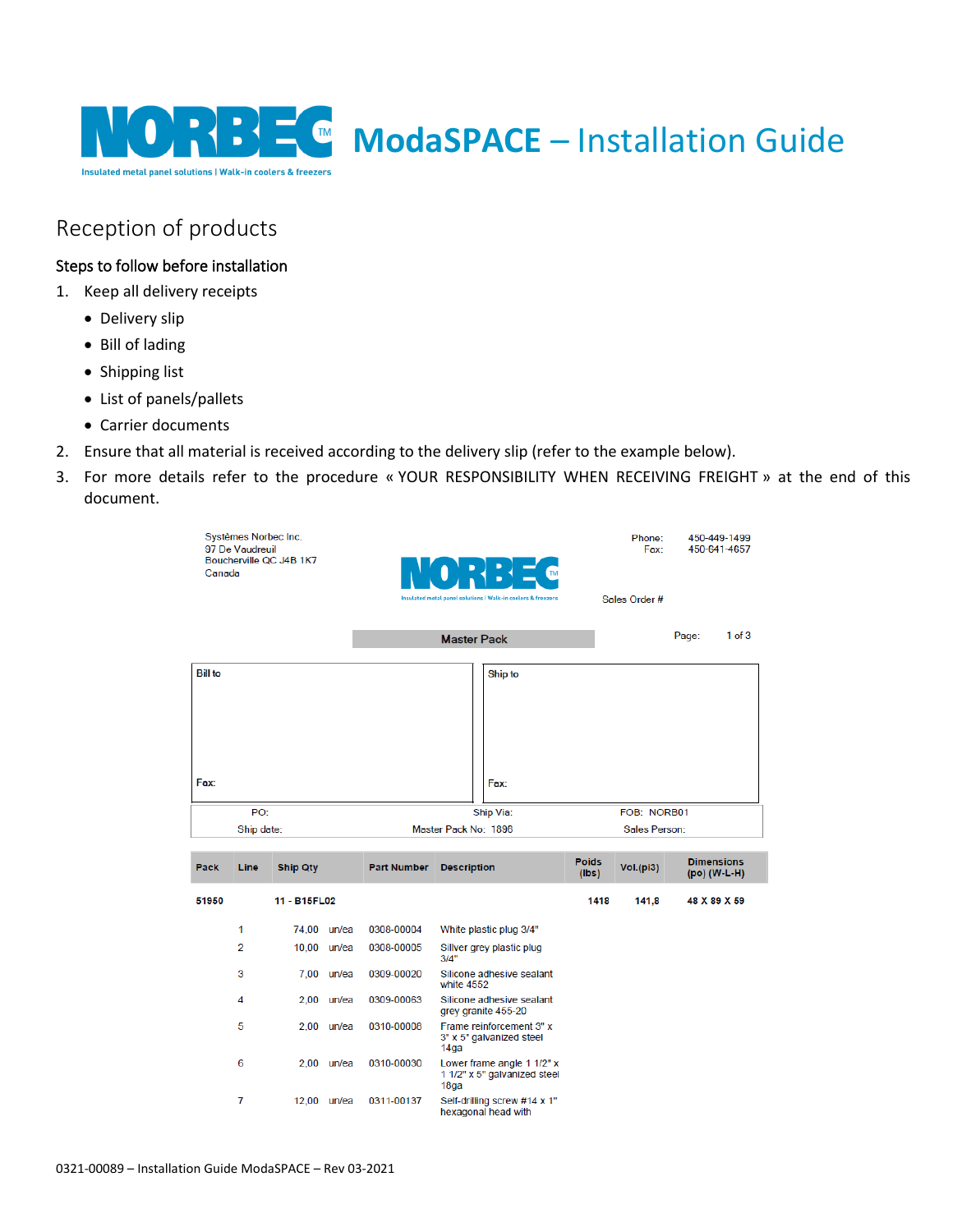# NORBEC ModaSPACE – Installation Guide

Insulated metal panel solutions | Walk-in coolers & freezers

## Reception of products

### Steps to follow before installation

1. Keep all delivery receipts
   - Delivery slip
   - Bill of lading
   - Shipping list
   - List of panels/pallets
   - Carrier documents
2. Ensure that all material is received according to the delivery slip (refer to the example below).
3. For more details refer to the procedure « YOUR RESPONSIBILITY WHEN RECEIVING FREIGHT » at the end of this document.

Systèmes Norbec Inc.
97 De Vaudreuil
Boucherville QC J4B 1K7
Canada

NORBEC
Insulated metal panel solutions | Walk-in coolers & freezers

Phone: 450-449-1499
Fax: 450-641-4657

Sales Order #

**Master Pack**

Page: 1 of 3

| Bill to | Ship to |
|---|---|
| Fax: | Fax: |

| PO: | Ship Via: | FOB: NORB01 |
|---|---|---|
| Ship date: | Master Pack No: 1896 | Sales Person: |

| Pack | Line | Ship Qty | | Part Number | Description | Poids (lbs) | Vol.(pi3) | Dimensions (po) (W-L-H) |
|---|---|---|---|---|---|---|---|---|
| 51950 | | 11 - B15FL02 | | | | 1418 | 141,8 | 48 X 89 X 59 |
| | 1 | 74,00 | un/ea | 0308-00004 | White plastic plug 3/4" | | | |
| | 2 | 10,00 | un/ea | 0308-00005 | Sillver grey plastic plug 3/4" | | | |
| | 3 | 7,00 | un/ea | 0309-00020 | Silicone adhesive sealant white 4552 | | | |
| | 4 | 2,00 | un/ea | 0309-00063 | Silicone adhesive sealant grey granite 455-20 | | | |
| | 5 | 2,00 | un/ea | 0310-00008 | Frame reinforcement 3" x 3" x 5" galvanized steel 14ga | | | |
| | 6 | 2,00 | un/ea | 0310-00030 | Lower frame angle 1 1/2" x 1 1/2" x 5" galvanized steel 18ga | | | |
| | 7 | 12,00 | un/ea | 0311-00137 | Self-drilling screw #14 x 1" hexagonal head with | | | |

0321-00089 – Installation Guide ModaSPACE – Rev 03-2021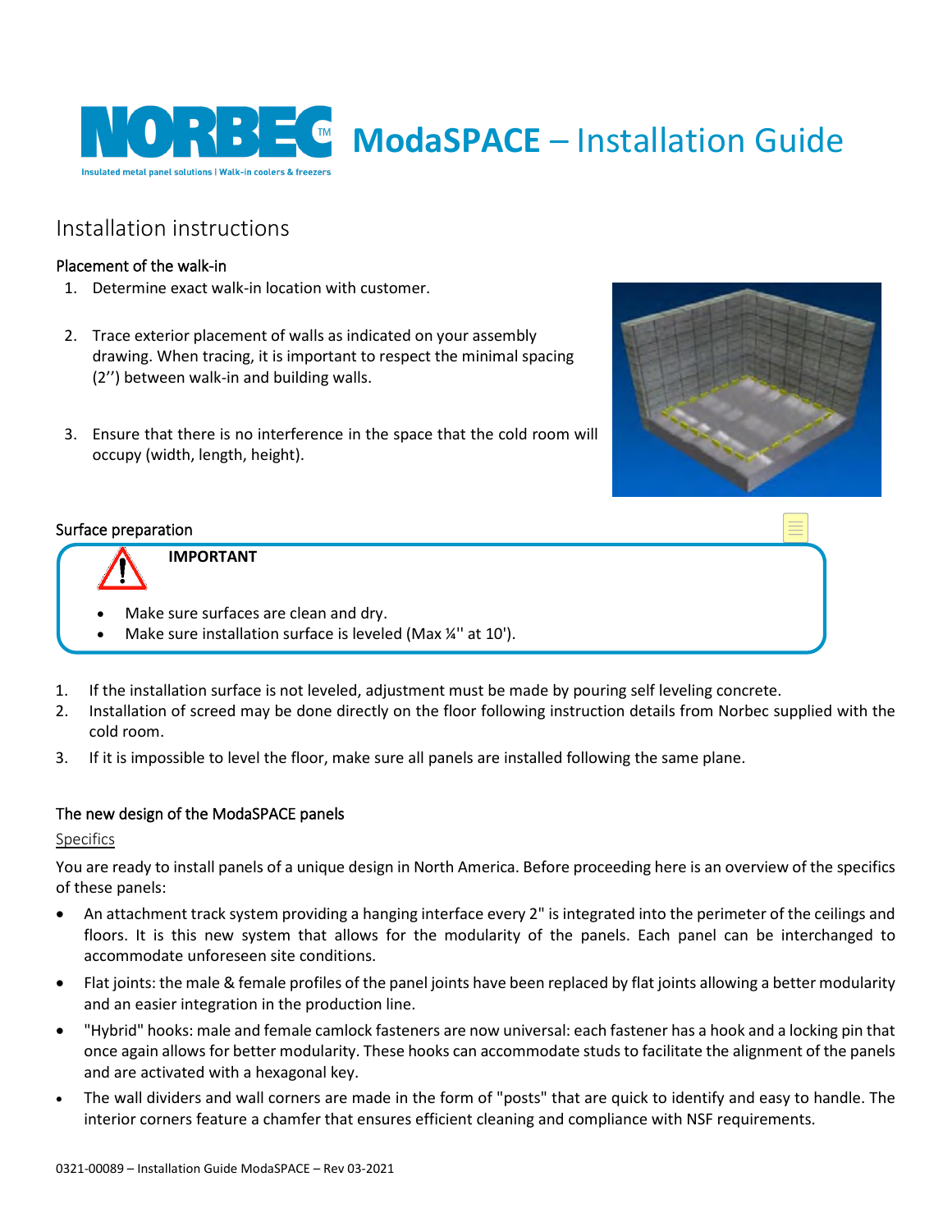# ModaSPACE – Installation Guide

## Installation instructions

### Placement of the walk-in

1. Determine exact walk-in location with customer.
2. Trace exterior placement of walls as indicated on your assembly drawing. When tracing, it is important to respect the minimal spacing (2'') between walk-in and building walls.
3. Ensure that there is no interference in the space that the cold room will occupy (width, length, height).

### Surface preparation

**IMPORTANT**

- Make sure surfaces are clean and dry.
- Make sure installation surface is leveled (Max ¼'' at 10').

1. If the installation surface is not leveled, adjustment must be made by pouring self leveling concrete.
2. Installation of screed may be done directly on the floor following instruction details from Norbec supplied with the cold room.
3. If it is impossible to level the floor, make sure all panels are installed following the same plane.

### The new design of the ModaSPACE panels

Specifics

You are ready to install panels of a unique design in North America. Before proceeding here is an overview of the specifics of these panels:

- An attachment track system providing a hanging interface every 2" is integrated into the perimeter of the ceilings and floors. It is this new system that allows for the modularity of the panels. Each panel can be interchanged to accommodate unforeseen site conditions.
- Flat joints: the male & female profiles of the panel joints have been replaced by flat joints allowing a better modularity and an easier integration in the production line.
- "Hybrid" hooks: male and female camlock fasteners are now universal: each fastener has a hook and a locking pin that once again allows for better modularity. These hooks can accommodate studs to facilitate the alignment of the panels and are activated with a hexagonal key.
- The wall dividers and wall corners are made in the form of "posts" that are quick to identify and easy to handle. The interior corners feature a chamfer that ensures efficient cleaning and compliance with NSF requirements.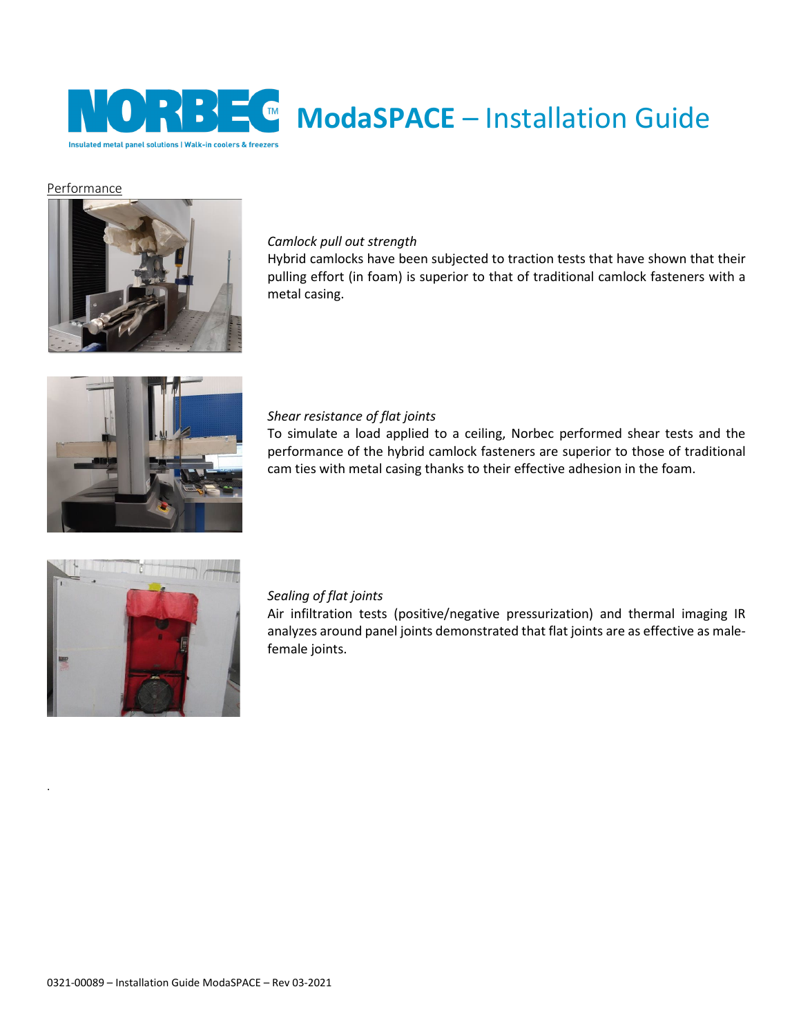Performance

*Camlock pull out strength*

Hybrid camlocks have been subjected to traction tests that have shown that their pulling effort (in foam) is superior to that of traditional camlock fasteners with a metal casing.

*Shear resistance of flat joints*

To simulate a load applied to a ceiling, Norbec performed shear tests and the performance of the hybrid camlock fasteners are superior to those of traditional cam ties with metal casing thanks to their effective adhesion in the foam.

*Sealing of flat joints*

Air infiltration tests (positive/negative pressurization) and thermal imaging IR analyzes around panel joints demonstrated that flat joints are as effective as male-female joints.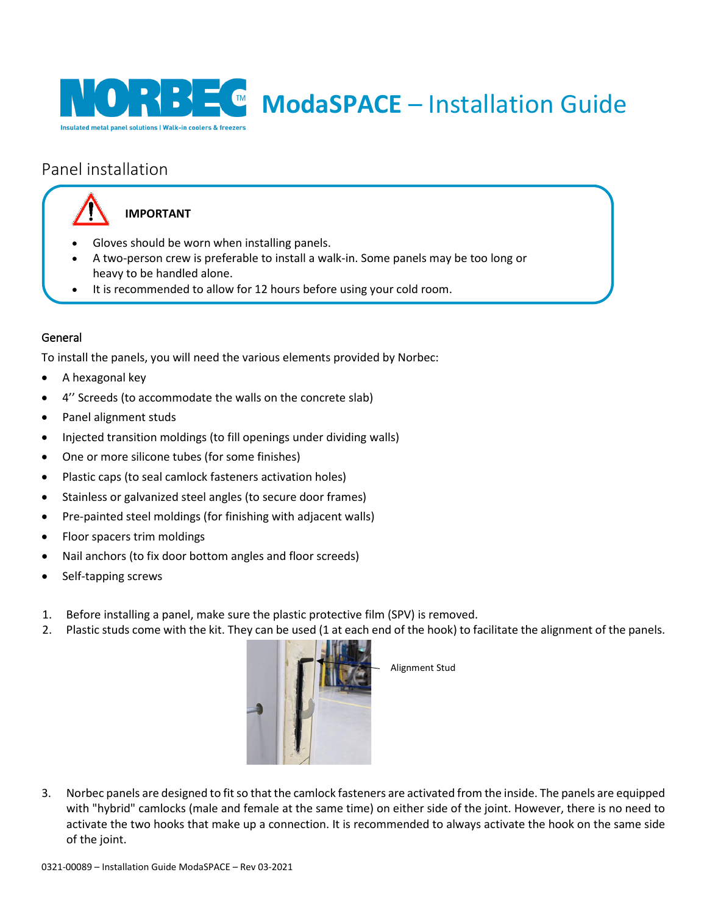# ModaSPACE – Installation Guide

## Panel installation

**IMPORTANT**

- Gloves should be worn when installing panels.
- A two-person crew is preferable to install a walk-in. Some panels may be too long or heavy to be handled alone.
- It is recommended to allow for 12 hours before using your cold room.

### General

To install the panels, you will need the various elements provided by Norbec:

- A hexagonal key
- 4'' Screeds (to accommodate the walls on the concrete slab)
- Panel alignment studs
- Injected transition moldings (to fill openings under dividing walls)
- One or more silicone tubes (for some finishes)
- Plastic caps (to seal camlock fasteners activation holes)
- Stainless or galvanized steel angles (to secure door frames)
- Pre-painted steel moldings (for finishing with adjacent walls)
- Floor spacers trim moldings
- Nail anchors (to fix door bottom angles and floor screeds)
- Self-tapping screws

1. Before installing a panel, make sure the plastic protective film (SPV) is removed.
2. Plastic studs come with the kit. They can be used (1 at each end of the hook) to facilitate the alignment of the panels.

Alignment Stud

3. Norbec panels are designed to fit so that the camlock fasteners are activated from the inside. The panels are equipped with "hybrid" camlocks (male and female at the same time) on either side of the joint. However, there is no need to activate the two hooks that make up a connection. It is recommended to always activate the hook on the same side of the joint.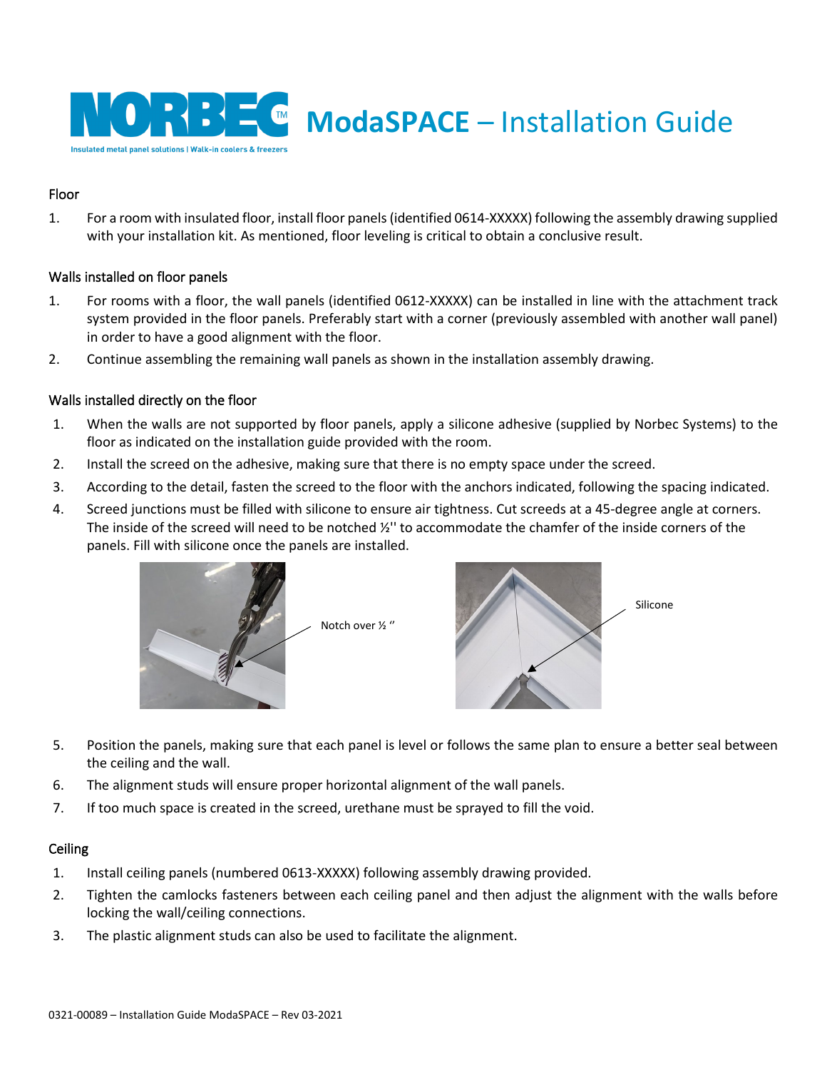# NORBEC ModaSPACE – Installation Guide

Insulated metal panel solutions | Walk-in coolers & freezers

## Floor

1. For a room with insulated floor, install floor panels (identified 0614-XXXXX) following the assembly drawing supplied with your installation kit. As mentioned, floor leveling is critical to obtain a conclusive result.

## Walls installed on floor panels

1. For rooms with a floor, the wall panels (identified 0612-XXXXX) can be installed in line with the attachment track system provided in the floor panels. Preferably start with a corner (previously assembled with another wall panel) in order to have a good alignment with the floor.
2. Continue assembling the remaining wall panels as shown in the installation assembly drawing.

## Walls installed directly on the floor

1. When the walls are not supported by floor panels, apply a silicone adhesive (supplied by Norbec Systems) to the floor as indicated on the installation guide provided with the room.
2. Install the screed on the adhesive, making sure that there is no empty space under the screed.
3. According to the detail, fasten the screed to the floor with the anchors indicated, following the spacing indicated.
4. Screed junctions must be filled with silicone to ensure air tightness. Cut screeds at a 45-degree angle at corners. The inside of the screed will need to be notched ½'' to accommodate the chamfer of the inside corners of the panels. Fill with silicone once the panels are installed.

Notch over ½ ''

Silicone

5. Position the panels, making sure that each panel is level or follows the same plan to ensure a better seal between the ceiling and the wall.
6. The alignment studs will ensure proper horizontal alignment of the wall panels.
7. If too much space is created in the screed, urethane must be sprayed to fill the void.

## Ceiling

1. Install ceiling panels (numbered 0613-XXXXX) following assembly drawing provided.
2. Tighten the camlocks fasteners between each ceiling panel and then adjust the alignment with the walls before locking the wall/ceiling connections.
3. The plastic alignment studs can also be used to facilitate the alignment.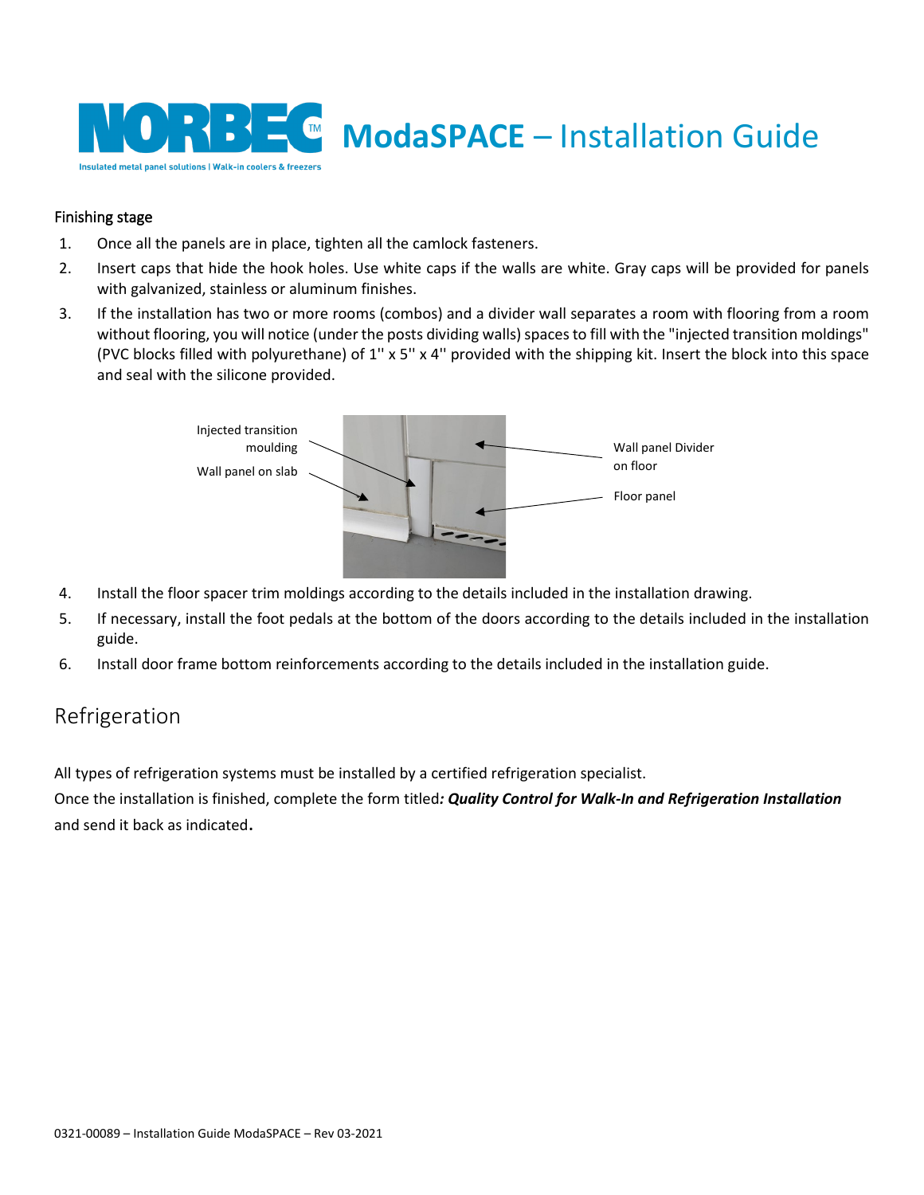### Finishing stage

1. Once all the panels are in place, tighten all the camlock fasteners.
2. Insert caps that hide the hook holes. Use white caps if the walls are white. Gray caps will be provided for panels with galvanized, stainless or aluminum finishes.
3. If the installation has two or more rooms (combos) and a divider wall separates a room with flooring from a room without flooring, you will notice (under the posts dividing walls) spaces to fill with the "injected transition moldings" (PVC blocks filled with polyurethane) of 1'' x 5'' x 4'' provided with the shipping kit. Insert the block into this space and seal with the silicone provided.

Injected transition moulding

Wall panel on slab

Wall panel Divider on floor

Floor panel

4. Install the floor spacer trim moldings according to the details included in the installation drawing.
5. If necessary, install the foot pedals at the bottom of the doors according to the details included in the installation guide.
6. Install door frame bottom reinforcements according to the details included in the installation guide.

## Refrigeration

All types of refrigeration systems must be installed by a certified refrigeration specialist.

Once the installation is finished, complete the form titled***: Quality Control for Walk-In and Refrigeration Installation*** and send it back as indicated**.**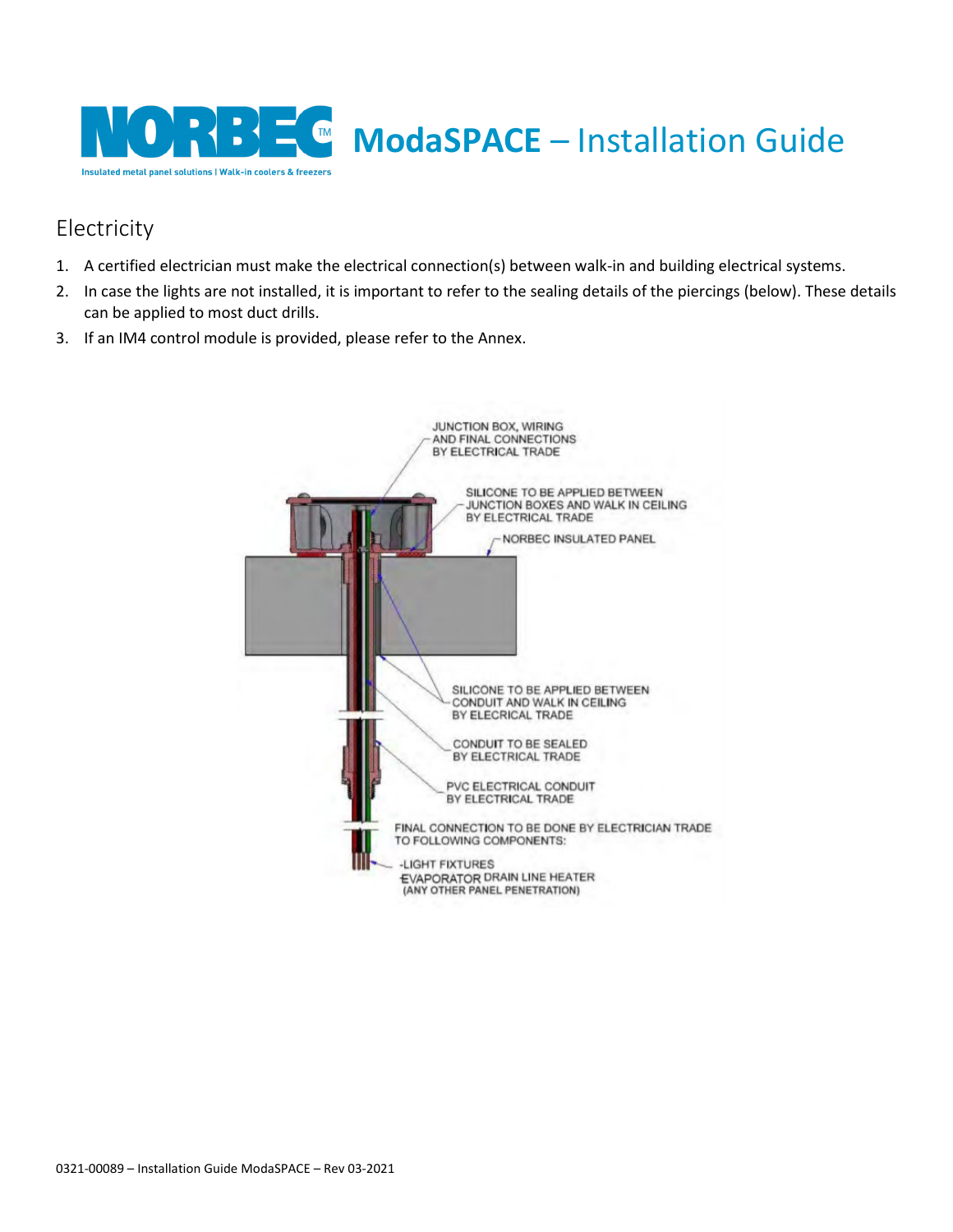## Electricity

1. A certified electrician must make the electrical connection(s) between walk-in and building electrical systems.
2. In case the lights are not installed, it is important to refer to the sealing details of the piercings (below). These details can be applied to most duct drills.
3. If an IM4 control module is provided, please refer to the Annex.

JUNCTION BOX, WIRING AND FINAL CONNECTIONS BY ELECTRICAL TRADE

SILICONE TO BE APPLIED BETWEEN JUNCTION BOXES AND WALK IN CEILING BY ELECTRICAL TRADE

NORBEC INSULATED PANEL

SILICONE TO BE APPLIED BETWEEN CONDUIT AND WALK IN CEILING BY ELECRICAL TRADE

CONDUIT TO BE SEALED BY ELECTRICAL TRADE

PVC ELECTRICAL CONDUIT BY ELECTRICAL TRADE

FINAL CONNECTION TO BE DONE BY ELECTRICIAN TRADE TO FOLLOWING COMPONENTS:

-LIGHT FIXTURES
-EVAPORATOR DRAIN LINE HEATER
(ANY OTHER PANEL PENETRATION)

0321-00089 – Installation Guide ModaSPACE – Rev 03-2021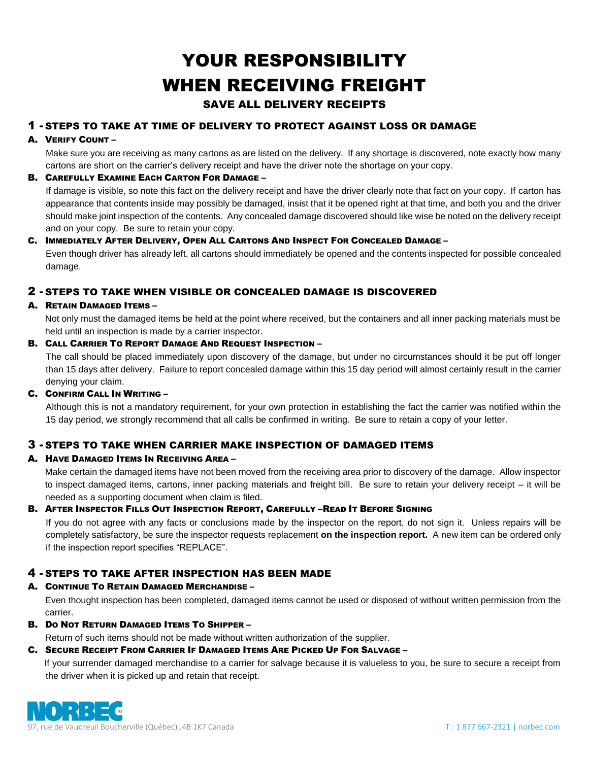# YOUR RESPONSIBILITY WHEN RECEIVING FREIGHT

### SAVE ALL DELIVERY RECEIPTS

## 1 - STEPS TO TAKE AT TIME OF DELIVERY TO PROTECT AGAINST LOSS OR DAMAGE

**A. Verify Count –**

Make sure you are receiving as many cartons as are listed on the delivery. If any shortage is discovered, note exactly how many cartons are short on the carrier's delivery receipt and have the driver note the shortage on your copy.

**B. Carefully Examine Each Carton For Damage –**

If damage is visible, so note this fact on the delivery receipt and have the driver clearly note that fact on your copy. If carton has appearance that contents inside may possibly be damaged, insist that it be opened right at that time, and both you and the driver should make joint inspection of the contents. Any concealed damage discovered should like wise be noted on the delivery receipt and on your copy. Be sure to retain your copy.

**C. Immediately After Delivery, Open All Cartons And Inspect For Concealed Damage –**

Even though driver has already left, all cartons should immediately be opened and the contents inspected for possible concealed damage.

## 2 - STEPS TO TAKE WHEN VISIBLE OR CONCEALED DAMAGE IS DISCOVERED

**A. Retain Damaged Items –**

Not only must the damaged items be held at the point where received, but the containers and all inner packing materials must be held until an inspection is made by a carrier inspector.

**B. Call Carrier To Report Damage And Request Inspection –**

The call should be placed immediately upon discovery of the damage, but under no circumstances should it be put off longer than 15 days after delivery. Failure to report concealed damage within this 15 day period will almost certainly result in the carrier denying your claim.

**C. Confirm Call In Writing –**

Although this is not a mandatory requirement, for your own protection in establishing the fact the carrier was notified within the 15 day period, we strongly recommend that all calls be confirmed in writing. Be sure to retain a copy of your letter.

## 3 - STEPS TO TAKE WHEN CARRIER MAKE INSPECTION OF DAMAGED ITEMS

**A. Have Damaged Items In Receiving Area –**

Make certain the damaged items have not been moved from the receiving area prior to discovery of the damage. Allow inspector to inspect damaged items, cartons, inner packing materials and freight bill. Be sure to retain your delivery receipt – it will be needed as a supporting document when claim is filed.

**B. After Inspector Fills Out Inspection Report, Carefully –Read It Before Signing**

If you do not agree with any facts or conclusions made by the inspector on the report, do not sign it. Unless repairs will be completely satisfactory, be sure the inspector requests replacement **on the inspection report.** A new item can be ordered only if the inspection report specifies "REPLACE".

## 4 - STEPS TO TAKE AFTER INSPECTION HAS BEEN MADE

**A. Continue To Retain Damaged Merchandise –**

Even thought inspection has been completed, damaged items cannot be used or disposed of without written permission from the carrier.

**B. Do Not Return Damaged Items To Shipper –**

Return of such items should not be made without written authorization of the supplier.

**C. Secure Receipt From Carrier If Damaged Items Are Picked Up For Salvage –**

If your surrender damaged merchandise to a carrier for salvage because it is valueless to you, be sure to secure a receipt from the driver when it is picked up and retain that receipt.

NORBEC™

97, rue de Vaudreuil Boucherville (Québec) J4B 1K7 Canada

T : 1 877 667-2321 | norbec.com